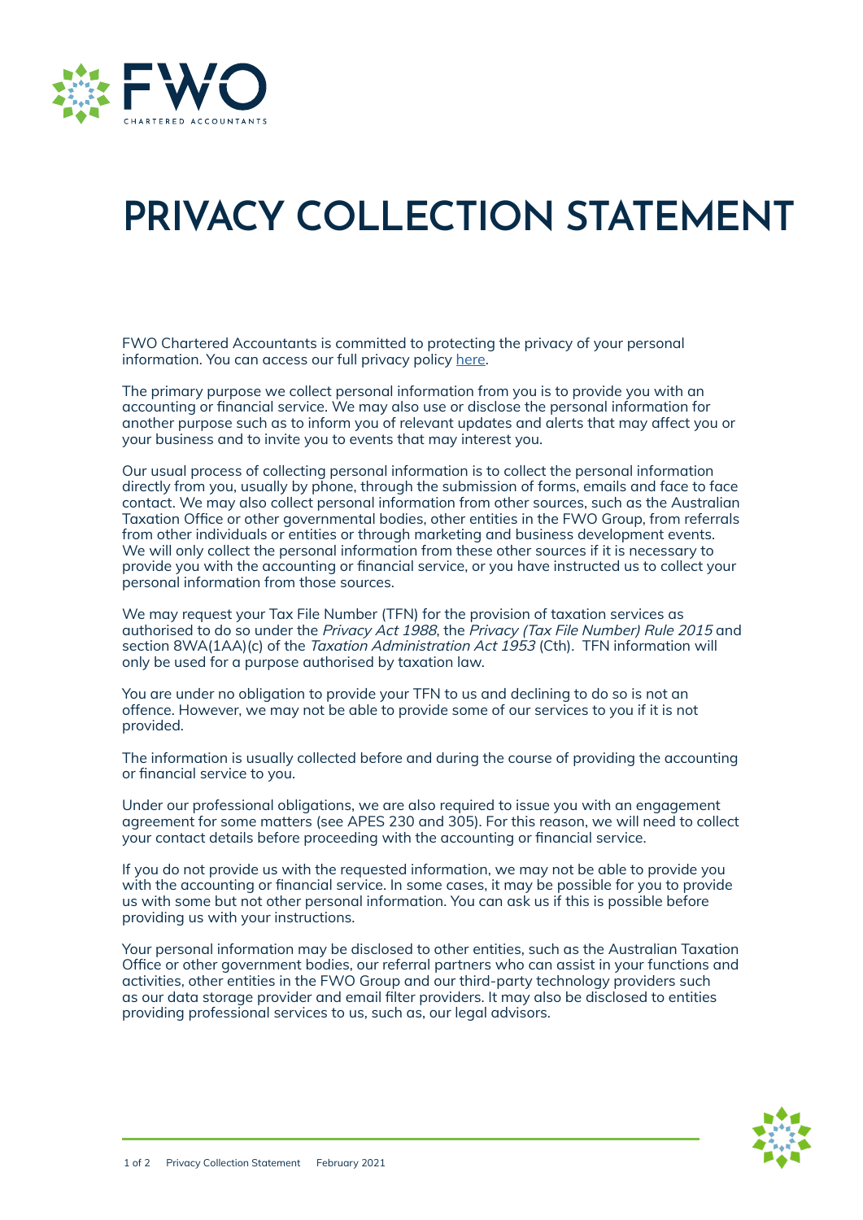# PRIVACY COLLECTION STATEMENT

FWO Chartered Accountants is committed to protecting the privacy of your personal information. You can access our full privacy policy here.

The primary purpose we collect personal information from you is to provide you with an accounting or financial service. We may also use or disclose the personal information for another purpose such as to inform you of relevant updates and alerts that may affect you or your business and to invite you to events that may interest you.

Our usual process of collecting personal information is to collect the personal information directly from you, usually by phone, through the submission of forms, emails and face to face contact. We may also collect personal information from other sources, such as the Australian Taxation Office or other governmental bodies, other entities in the FWO Group, from referrals from other individuals or entities or through marketing and business development events. We will only collect the personal information from these other sources if it is necessary to provide you with the accounting or financial service, or you have instructed us to collect your personal information from those sources.

We may request your Tax File Number (TFN) for the provision of taxation services as authorised to do so under the *Privacy Act 1988*, the *Privacy (Tax File Number) Rule 2015* and section 8WA(1AA)(c) of the *Taxation Administration Act 1953* (Cth). TFN information will only be used for a purpose authorised by taxation law.

You are under no obligation to provide your TFN to us and declining to do so is not an offence. However, we may not be able to provide some of our services to you if it is not provided.

The information is usually collected before and during the course of providing the accounting or financial service to you.

Under our professional obligations, we are also required to issue you with an engagement agreement for some matters (see APES 230 and 305). For this reason, we will need to collect your contact details before proceeding with the accounting or financial service.

If you do not provide us with the requested information, we may not be able to provide you with the accounting or financial service. In some cases, it may be possible for you to provide us with some but not other personal information. You can ask us if this is possible before providing us with your instructions.

Your personal information may be disclosed to other entities, such as the Australian Taxation Office or other government bodies, our referral partners who can assist in your functions and activities, other entities in the FWO Group and our third-party technology providers such as our data storage provider and email filter providers. It may also be disclosed to entities providing professional services to us, such as, our legal advisors.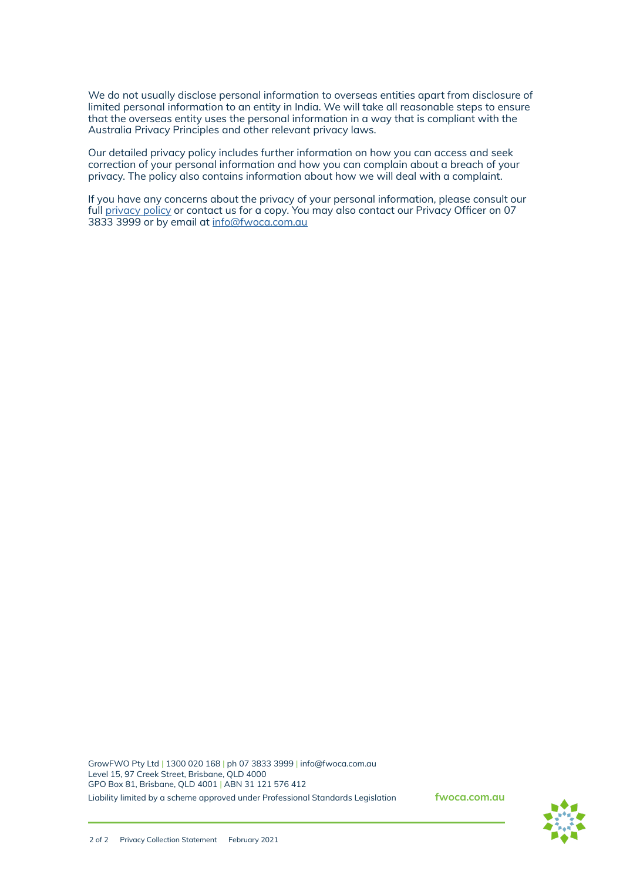We do not usually disclose personal information to overseas entities apart from disclosure of limited personal information to an entity in India. We will take all reasonable steps to ensure that the overseas entity uses the personal information in a way that is compliant with the Australia Privacy Principles and other relevant privacy laws.

Our detailed privacy policy includes further information on how you can access and seek correction of your personal information and how you can complain about a breach of your privacy. The policy also contains information about how we will deal with a complaint.

If you have any concerns about the privacy of your personal information, please consult our full privacy policy or contact us for a copy. You may also contact our Privacy Officer on 07 3833 3999 or by email at info@fwoca.com.au

GrowFWO Pty Ltd | 1300 020 168 | ph 07 3833 3999 | info@fwoca.com.au
Level 15, 97 Creek Street, Brisbane, QLD 4000
GPO Box 81, Brisbane, QLD 4001 | ABN 31 121 576 412
Liability limited by a scheme approved under Professional Standards Legislation

fwoca.com.au